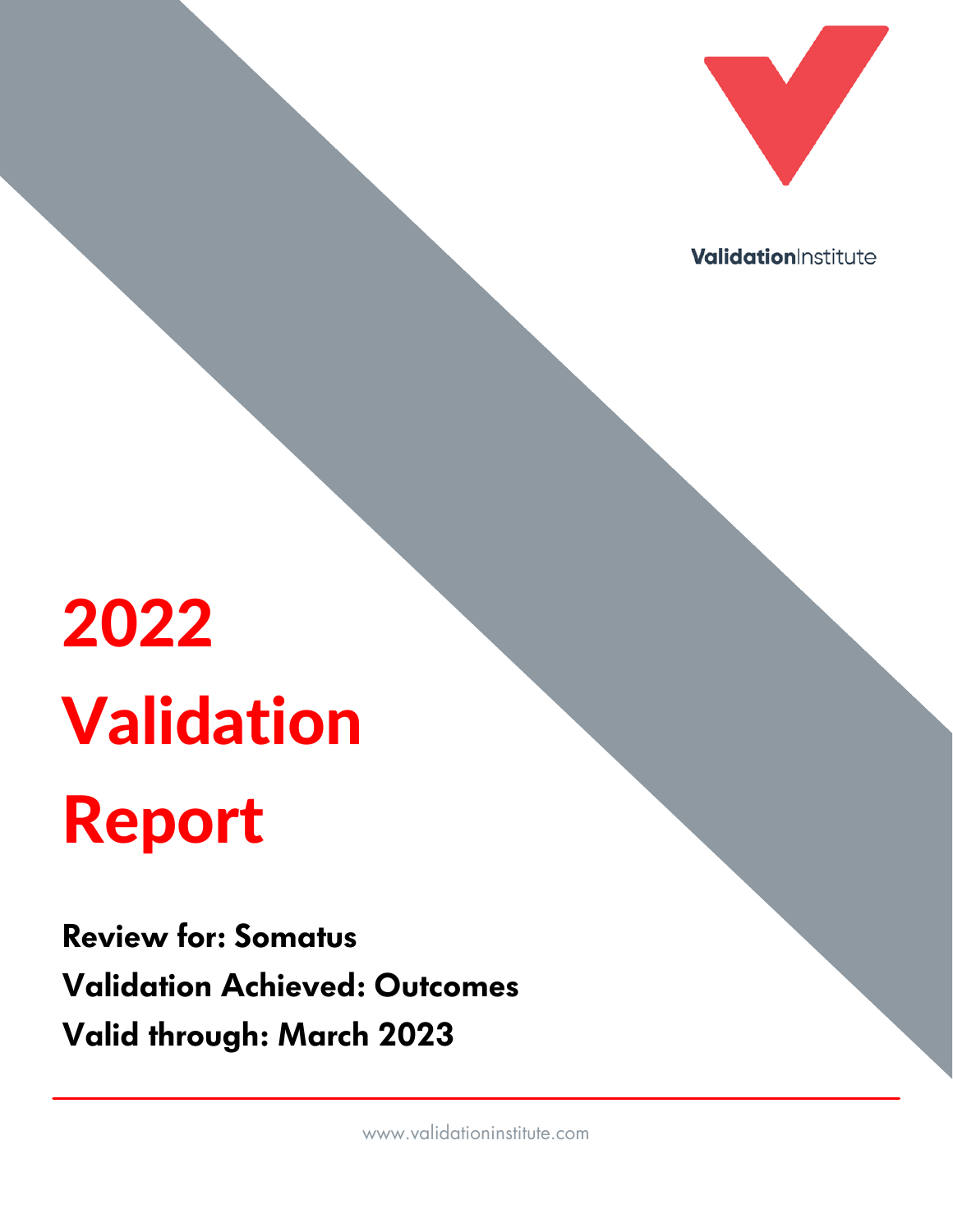ValidationInstitute

# 2022 Validation Report

**Review for: Somatus**

**Validation Achieved: Outcomes**

**Valid through: March 2023**

www.validationinstitute.com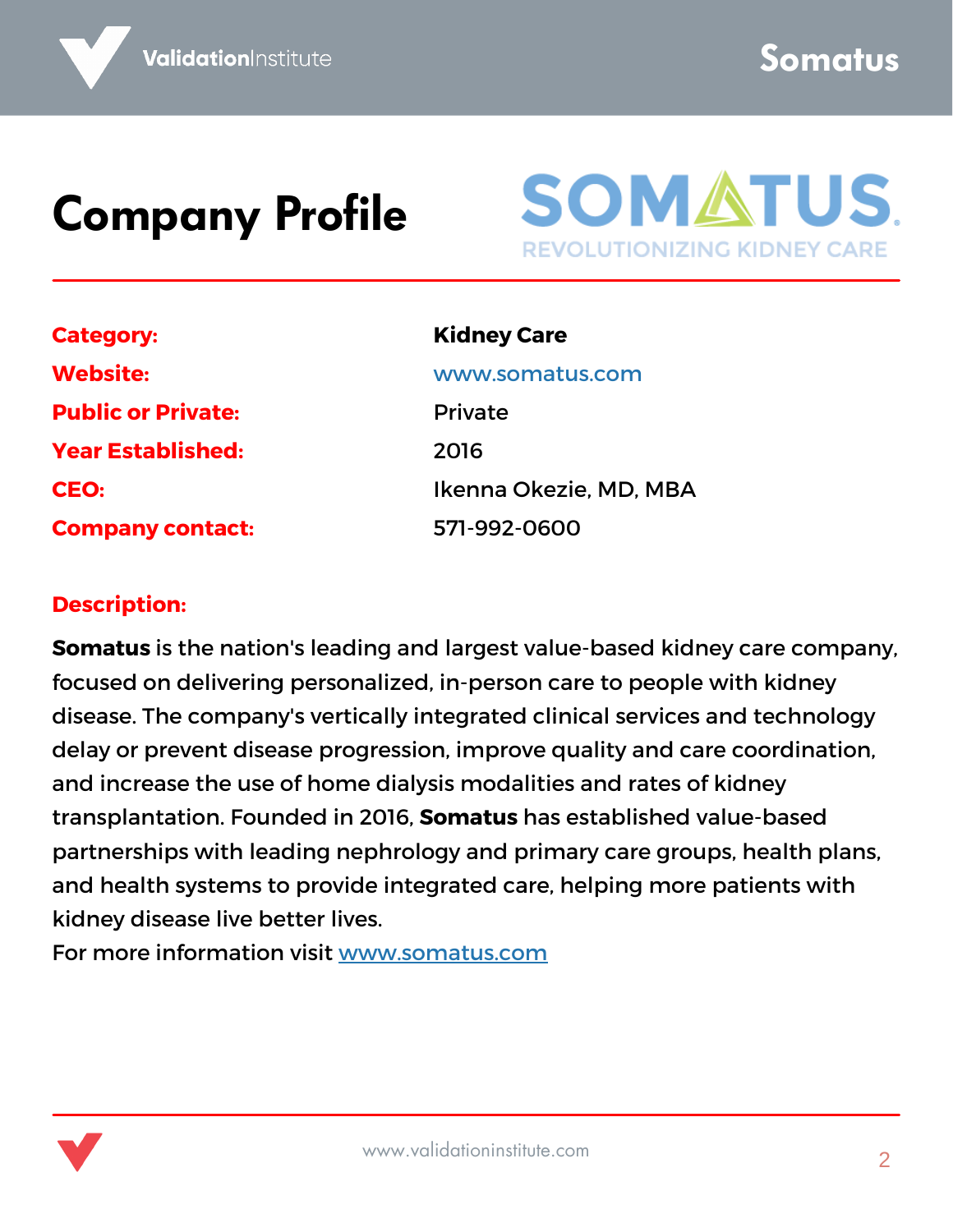# Company Profile

SOMATUS
REVOLUTIONIZING KIDNEY CARE

| | |
|---|---|
| **Category:** | **Kidney Care** |
| **Website:** | www.somatus.com |
| **Public or Private:** | Private |
| **Year Established:** | 2016 |
| **CEO:** | Ikenna Okezie, MD, MBA |
| **Company contact:** | 571-992-0600 |

**Description:**

**Somatus** is the nation's leading and largest value-based kidney care company, focused on delivering personalized, in-person care to people with kidney disease. The company's vertically integrated clinical services and technology delay or prevent disease progression, improve quality and care coordination, and increase the use of home dialysis modalities and rates of kidney transplantation. Founded in 2016, **Somatus** has established value-based partnerships with leading nephrology and primary care groups, health plans, and health systems to provide integrated care, helping more patients with kidney disease live better lives.
For more information visit www.somatus.com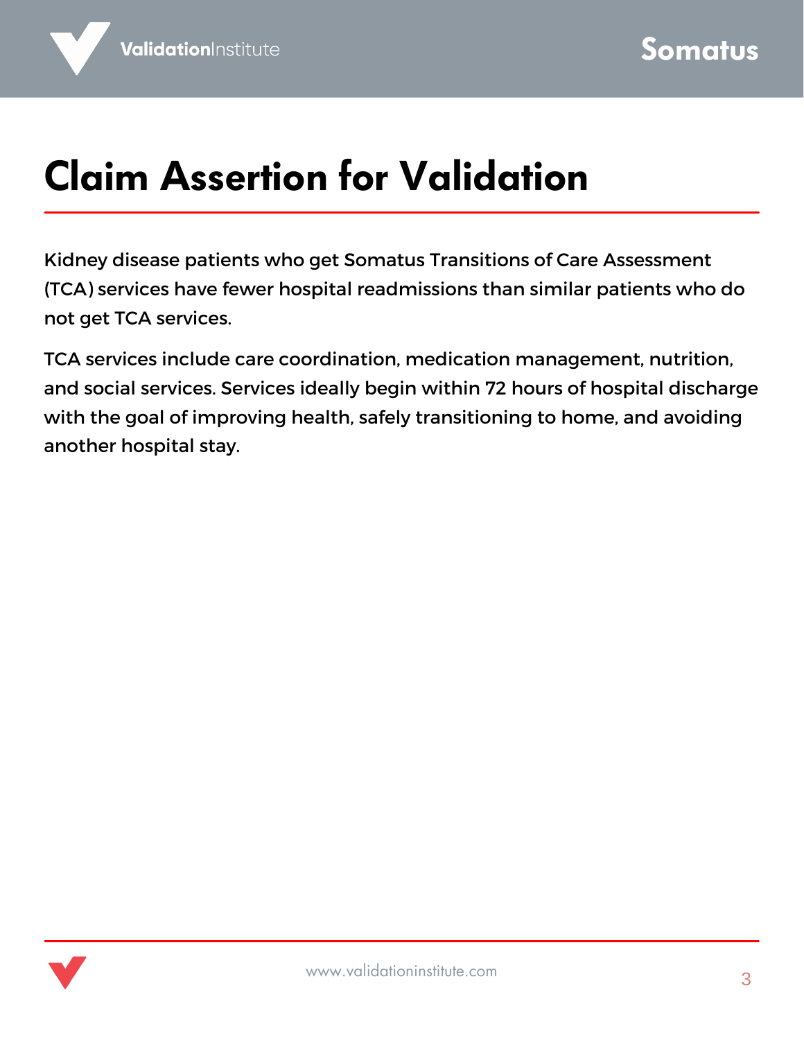# Claim Assertion for Validation

Kidney disease patients who get Somatus Transitions of Care Assessment (TCA) services have fewer hospital readmissions than similar patients who do not get TCA services.

TCA services include care coordination, medication management, nutrition, and social services. Services ideally begin within 72 hours of hospital discharge with the goal of improving health, safely transitioning to home, and avoiding another hospital stay.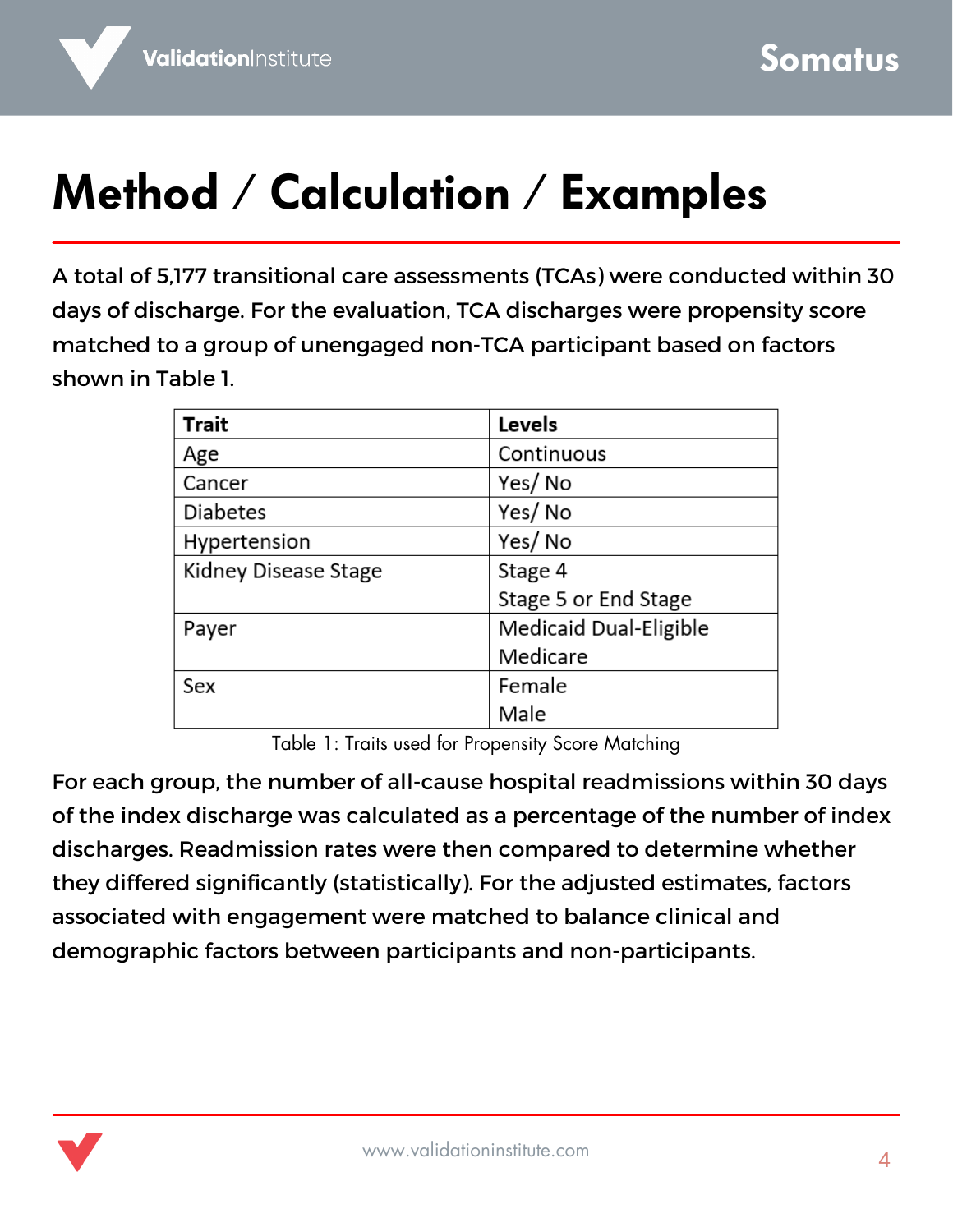# Method / Calculation / Examples

A total of 5,177 transitional care assessments (TCAs) were conducted within 30 days of discharge. For the evaluation, TCA discharges were propensity score matched to a group of unengaged non-TCA participant based on factors shown in Table 1.

| Trait | Levels |
|---|---|
| Age | Continuous |
| Cancer | Yes/ No |
| Diabetes | Yes/ No |
| Hypertension | Yes/ No |
| Kidney Disease Stage | Stage 4<br>Stage 5 or End Stage |
| Payer | Medicaid Dual-Eligible<br>Medicare |
| Sex | Female<br>Male |

Table 1: Traits used for Propensity Score Matching

For each group, the number of all-cause hospital readmissions within 30 days of the index discharge was calculated as a percentage of the number of index discharges. Readmission rates were then compared to determine whether they differed significantly (statistically). For the adjusted estimates, factors associated with engagement were matched to balance clinical and demographic factors between participants and non-participants.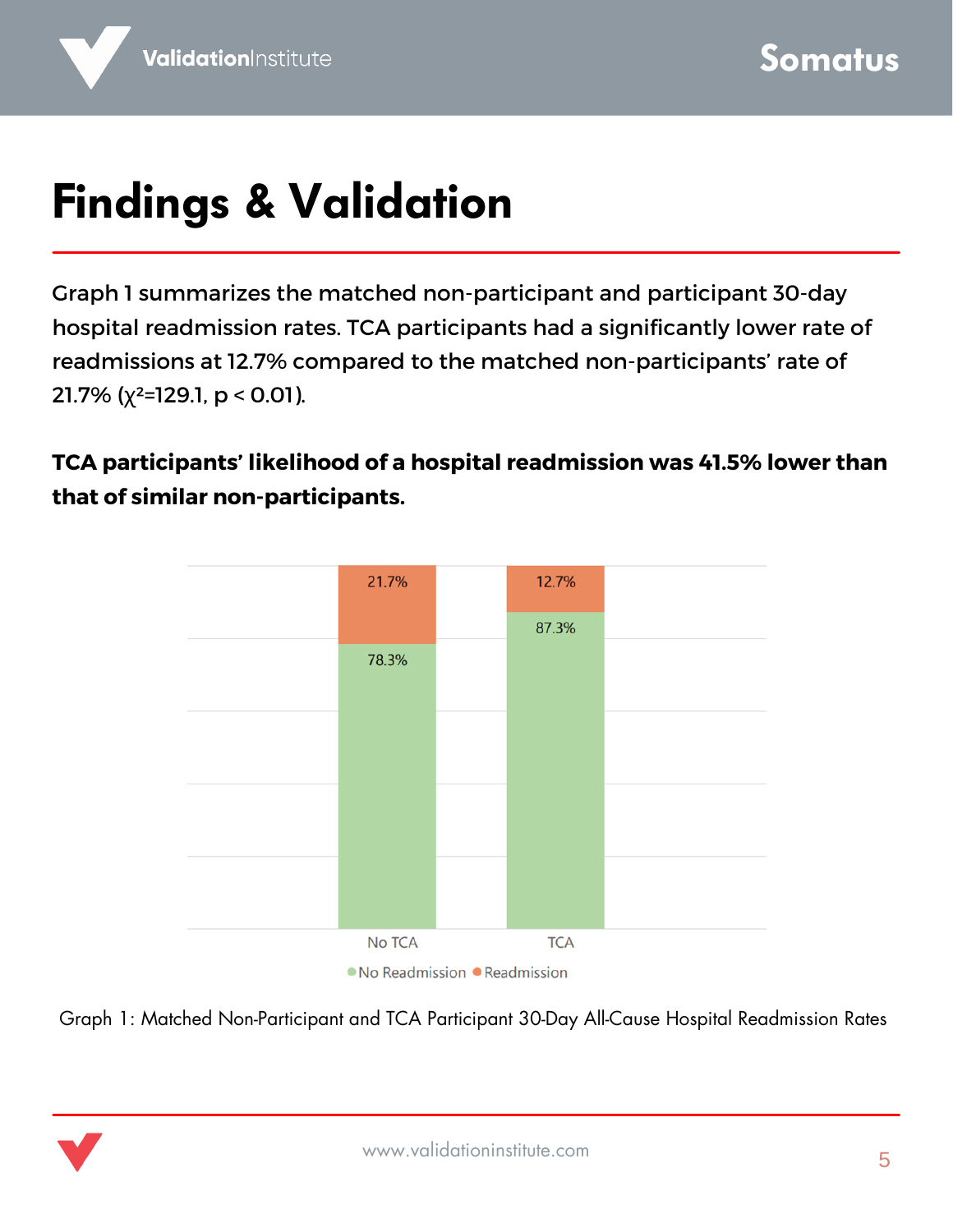# Findings & Validation

Graph 1 summarizes the matched non-participant and participant 30-day hospital readmission rates. TCA participants had a significantly lower rate of readmissions at 12.7% compared to the matched non-participants' rate of 21.7% ($\chi^2$=129.1, $p < 0.01$).

**TCA participants' likelihood of a hospital readmission was 41.5% lower than that of similar non-participants.**

| | No TCA | TCA |
|---|---|---|
| No Readmission | 78.3% | 87.3% |
| Readmission | 21.7% | 12.7% |

Graph 1: Matched Non-Participant and TCA Participant 30-Day All-Cause Hospital Readmission Rates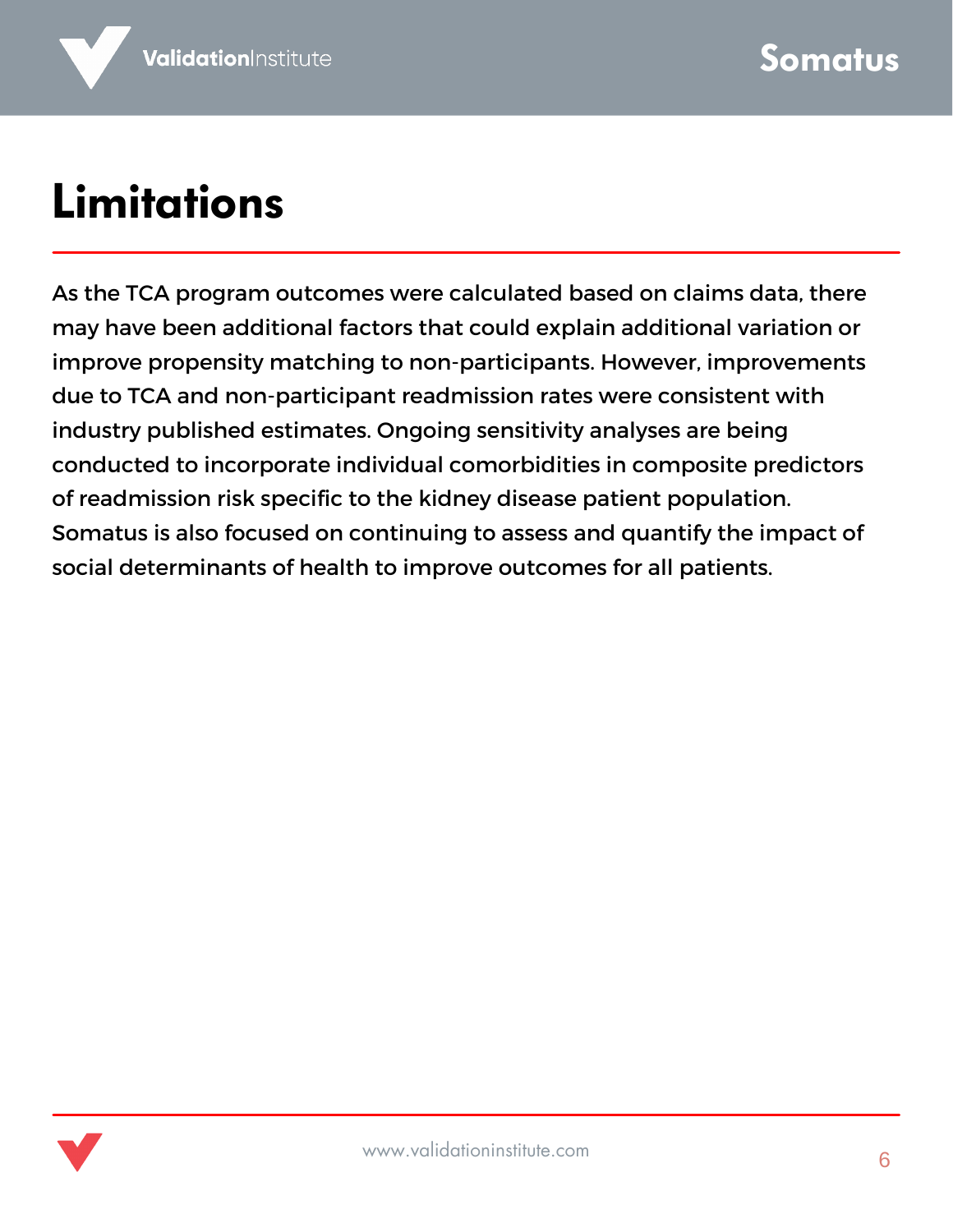# Limitations

As the TCA program outcomes were calculated based on claims data, there may have been additional factors that could explain additional variation or improve propensity matching to non-participants. However, improvements due to TCA and non-participant readmission rates were consistent with industry published estimates. Ongoing sensitivity analyses are being conducted to incorporate individual comorbidities in composite predictors of readmission risk specific to the kidney disease patient population. Somatus is also focused on continuing to assess and quantify the impact of social determinants of health to improve outcomes for all patients.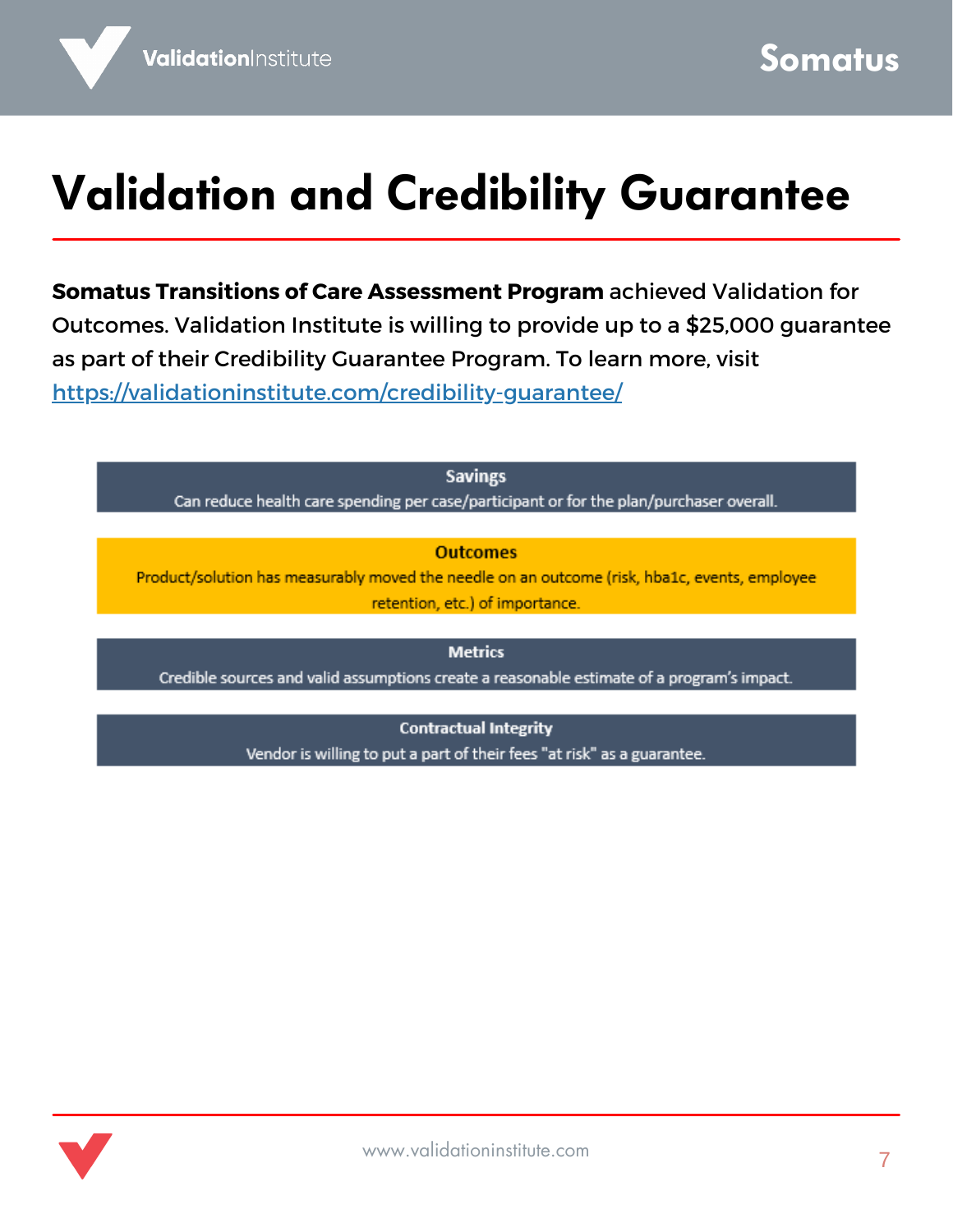# Validation and Credibility Guarantee

**Somatus Transitions of Care Assessment Program** achieved Validation for Outcomes. Validation Institute is willing to provide up to a $25,000 guarantee as part of their Credibility Guarantee Program. To learn more, visit https://validationinstitute.com/credibility-guarantee/

**Savings**
Can reduce health care spending per case/participant or for the plan/purchaser overall.

**Outcomes**
Product/solution has measurably moved the needle on an outcome (risk, hba1c, events, employee retention, etc.) of importance.

**Metrics**
Credible sources and valid assumptions create a reasonable estimate of a program's impact.

**Contractual Integrity**
Vendor is willing to put a part of their fees "at risk" as a guarantee.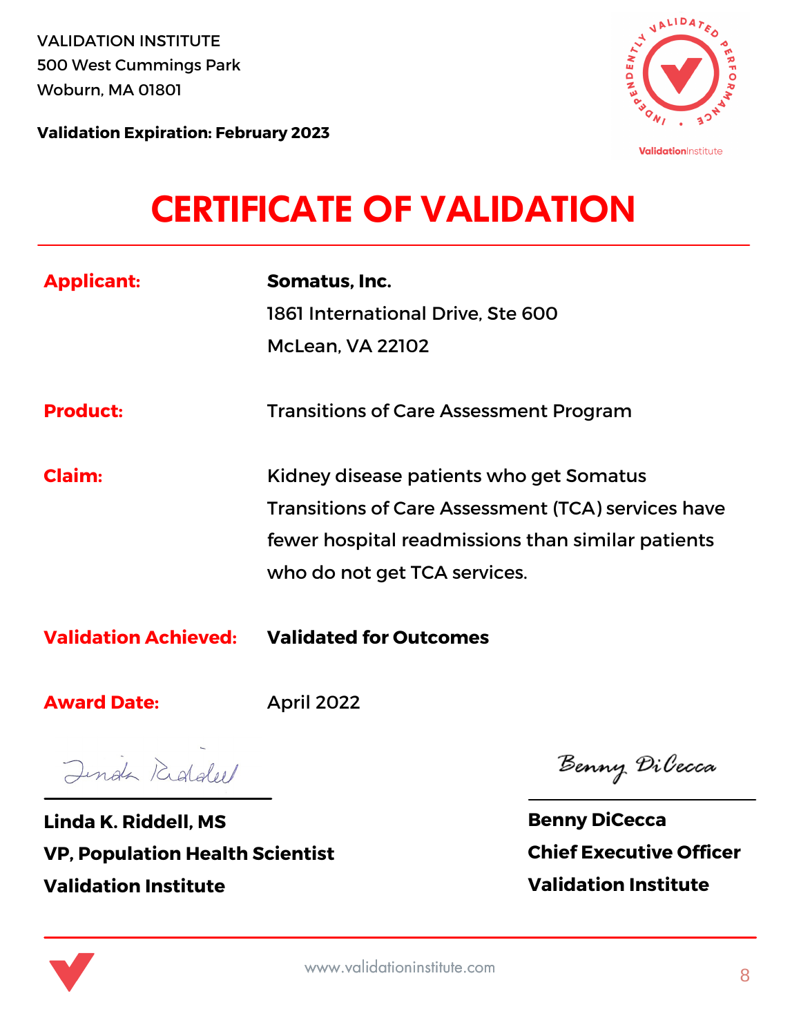VALIDATION INSTITUTE
500 West Cummings Park
Woburn, MA 01801

**Validation Expiration: February 2023**

# CERTIFICATE OF VALIDATION

| | |
|---|---|
| **Applicant:** | **Somatus, Inc.**<br>1861 International Drive, Ste 600<br>McLean, VA 22102 |
| **Product:** | Transitions of Care Assessment Program |
| **Claim:** | Kidney disease patients who get Somatus Transitions of Care Assessment (TCA) services have fewer hospital readmissions than similar patients who do not get TCA services. |
| **Validation Achieved:** | **Validated for Outcomes** |
| **Award Date:** | April 2022 |

**Linda K. Riddell, MS**
**VP, Population Health Scientist**
**Validation Institute**

**Benny DiCecca**
**Chief Executive Officer**
**Validation Institute**

www.validationinstitute.com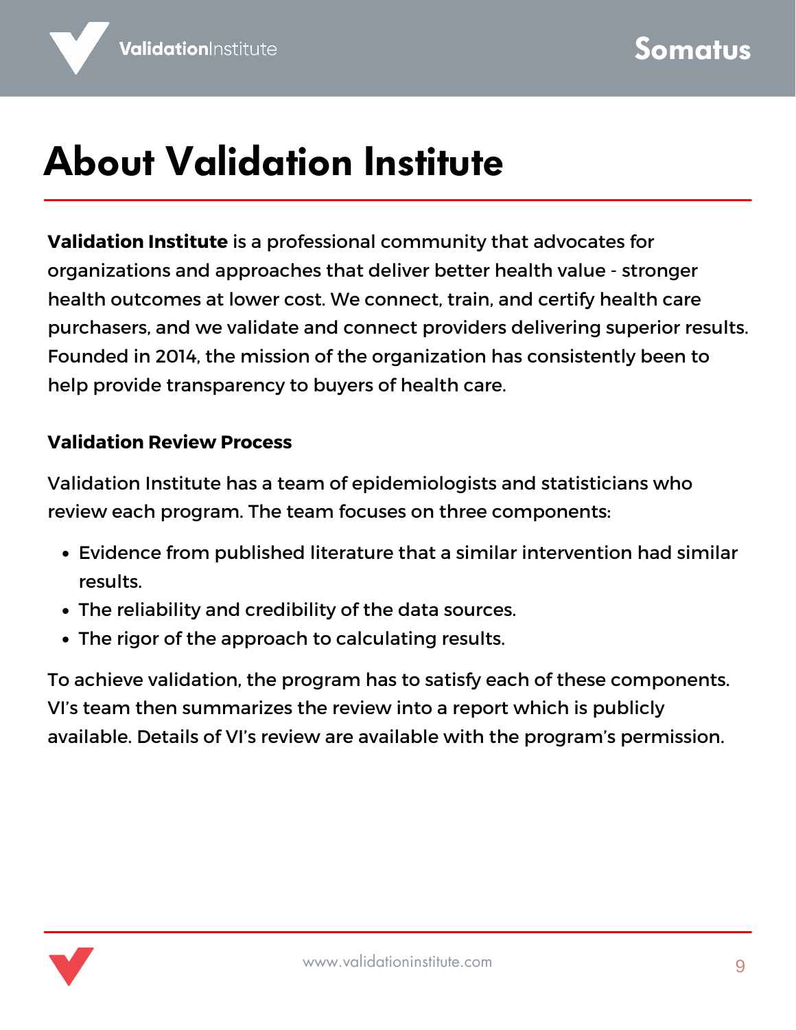# About Validation Institute

**Validation Institute** is a professional community that advocates for organizations and approaches that deliver better health value - stronger health outcomes at lower cost. We connect, train, and certify health care purchasers, and we validate and connect providers delivering superior results. Founded in 2014, the mission of the organization has consistently been to help provide transparency to buyers of health care.

**Validation Review Process**

Validation Institute has a team of epidemiologists and statisticians who review each program. The team focuses on three components:

- Evidence from published literature that a similar intervention had similar results.
- The reliability and credibility of the data sources.
- The rigor of the approach to calculating results.

To achieve validation, the program has to satisfy each of these components. VI's team then summarizes the review into a report which is publicly available. Details of VI's review are available with the program's permission.